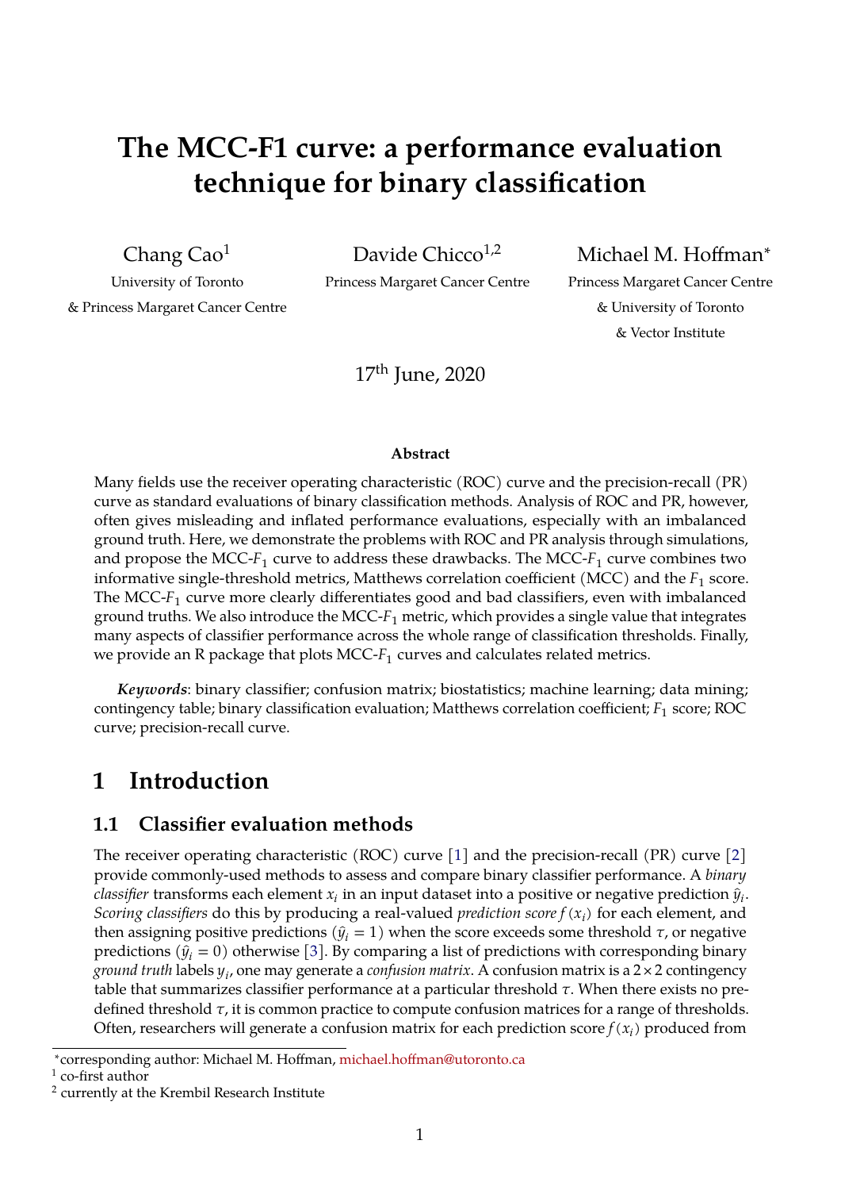# The MCC-F1 curve: a performance evaluation technique for binary classification

Chang Cao[1]
University of Toronto
& Princess Margaret Cancer Centre

Davide Chicco[1,2]
Princess Margaret Cancer Centre

Michael M. Hoffman*
Princess Margaret Cancer Centre
& University of Toronto
& Vector Institute

17th June, 2020

**Abstract**

Many fields use the receiver operating characteristic (ROC) curve and the precision-recall (PR) curve as standard evaluations of binary classification methods. Analysis of ROC and PR, however, often gives misleading and inflated performance evaluations, especially with an imbalanced ground truth. Here, we demonstrate the problems with ROC and PR analysis through simulations, and propose the MCC-$F_1$ curve to address these drawbacks. The MCC-$F_1$ curve combines two informative single-threshold metrics, Matthews correlation coefficient (MCC) and the $F_1$ score. The MCC-$F_1$ curve more clearly differentiates good and bad classifiers, even with imbalanced ground truths. We also introduce the MCC-$F_1$ metric, which provides a single value that integrates many aspects of classifier performance across the whole range of classification thresholds. Finally, we provide an R package that plots MCC-$F_1$ curves and calculates related metrics.

***Keywords***: binary classifier; confusion matrix; biostatistics; machine learning; data mining; contingency table; binary classification evaluation; Matthews correlation coefficient; $F_1$ score; ROC curve; precision-recall curve.

## 1 Introduction

### 1.1 Classifier evaluation methods

The receiver operating characteristic (ROC) curve [1] and the precision-recall (PR) curve [2] provide commonly-used methods to assess and compare binary classifier performance. A *binary classifier* transforms each element $x_i$ in an input dataset into a positive or negative prediction $\hat{y}_i$. *Scoring classifiers* do this by producing a real-valued *prediction score* $f(x_i)$ for each element, and then assigning positive predictions ($\hat{y}_i = 1$) when the score exceeds some threshold $\tau$, or negative predictions ($\hat{y}_i = 0$) otherwise [3]. By comparing a list of predictions with corresponding binary *ground truth* labels $y_i$, one may generate a *confusion matrix*. A confusion matrix is a $2 \times 2$ contingency table that summarizes classifier performance at a particular threshold $\tau$. When there exists no pre-defined threshold $\tau$, it is common practice to compute confusion matrices for a range of thresholds. Often, researchers will generate a confusion matrix for each prediction score $f(x_i)$ produced from

*corresponding author: Michael M. Hoffman, michael.hoffman@utoronto.ca
[1] co-first author
[2] currently at the Krembil Research Institute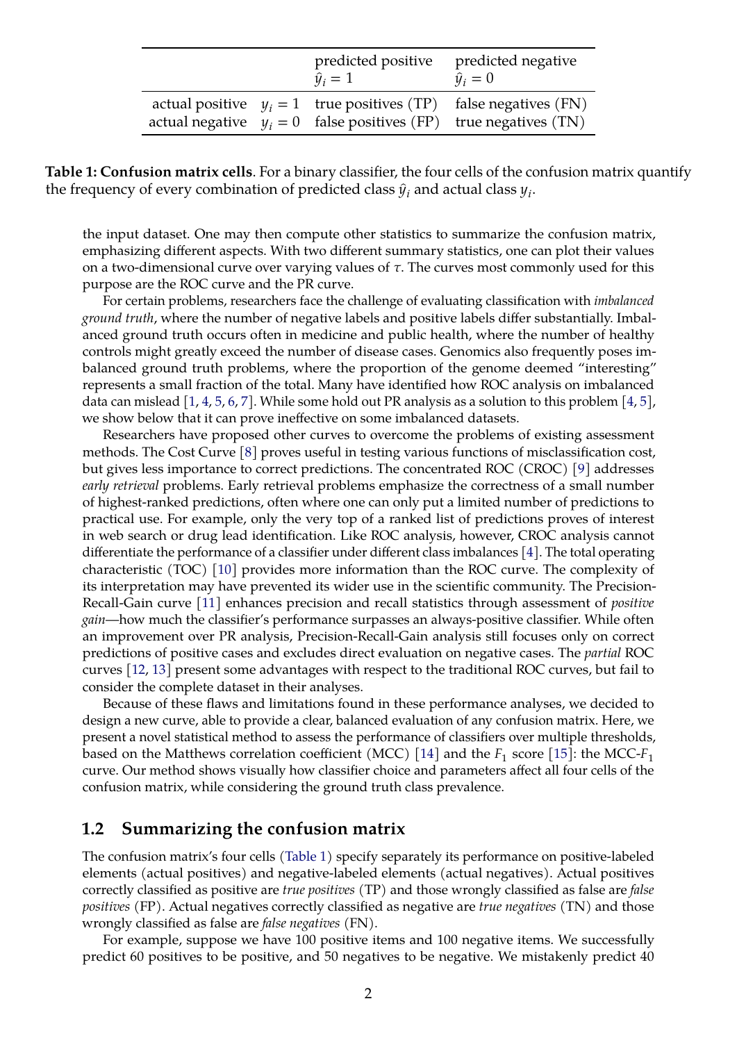|  |  | predicted positive $\hat{y}_i = 1$ | predicted negative $\hat{y}_i = 0$ |
|---|---|---|---|
| actual positive | $y_i = 1$ | true positives (TP) | false negatives (FN) |
| actual negative | $y_i = 0$ | false positives (FP) | true negatives (TN) |

**Table 1: Confusion matrix cells**. For a binary classifier, the four cells of the confusion matrix quantify the frequency of every combination of predicted class $\hat{y}_i$ and actual class $y_i$.

the input dataset. One may then compute other statistics to summarize the confusion matrix, emphasizing different aspects. With two different summary statistics, one can plot their values on a two-dimensional curve over varying values of $\tau$. The curves most commonly used for this purpose are the ROC curve and the PR curve.

For certain problems, researchers face the challenge of evaluating classification with *imbalanced ground truth*, where the number of negative labels and positive labels differ substantially. Imbalanced ground truth occurs often in medicine and public health, where the number of healthy controls might greatly exceed the number of disease cases. Genomics also frequently poses imbalanced ground truth problems, where the proportion of the genome deemed "interesting" represents a small fraction of the total. Many have identified how ROC analysis on imbalanced data can mislead [1, 4, 5, 6, 7]. While some hold out PR analysis as a solution to this problem [4, 5], we show below that it can prove ineffective on some imbalanced datasets.

Researchers have proposed other curves to overcome the problems of existing assessment methods. The Cost Curve [8] proves useful in testing various functions of misclassification cost, but gives less importance to correct predictions. The concentrated ROC (CROC) [9] addresses *early retrieval* problems. Early retrieval problems emphasize the correctness of a small number of highest-ranked predictions, often where one can only put a limited number of predictions to practical use. For example, only the very top of a ranked list of predictions proves of interest in web search or drug lead identification. Like ROC analysis, however, CROC analysis cannot differentiate the performance of a classifier under different class imbalances [4]. The total operating characteristic (TOC) [10] provides more information than the ROC curve. The complexity of its interpretation may have prevented its wider use in the scientific community. The Precision-Recall-Gain curve [11] enhances precision and recall statistics through assessment of *positive gain*—how much the classifier's performance surpasses an always-positive classifier. While often an improvement over PR analysis, Precision-Recall-Gain analysis still focuses only on correct predictions of positive cases and excludes direct evaluation on negative cases. The *partial* ROC curves [12, 13] present some advantages with respect to the traditional ROC curves, but fail to consider the complete dataset in their analyses.

Because of these flaws and limitations found in these performance analyses, we decided to design a new curve, able to provide a clear, balanced evaluation of any confusion matrix. Here, we present a novel statistical method to assess the performance of classifiers over multiple thresholds, based on the Matthews correlation coefficient (MCC) [14] and the $F_1$ score [15]: the MCC-$F_1$ curve. Our method shows visually how classifier choice and parameters affect all four cells of the confusion matrix, while considering the ground truth class prevalence.

## 1.2 Summarizing the confusion matrix

The confusion matrix's four cells (Table 1) specify separately its performance on positive-labeled elements (actual positives) and negative-labeled elements (actual negatives). Actual positives correctly classified as positive are *true positives* (TP) and those wrongly classified as false are *false positives* (FP). Actual negatives correctly classified as negative are *true negatives* (TN) and those wrongly classified as false are *false negatives* (FN).

For example, suppose we have 100 positive items and 100 negative items. We successfully predict 60 positives to be positive, and 50 negatives to be negative. We mistakenly predict 40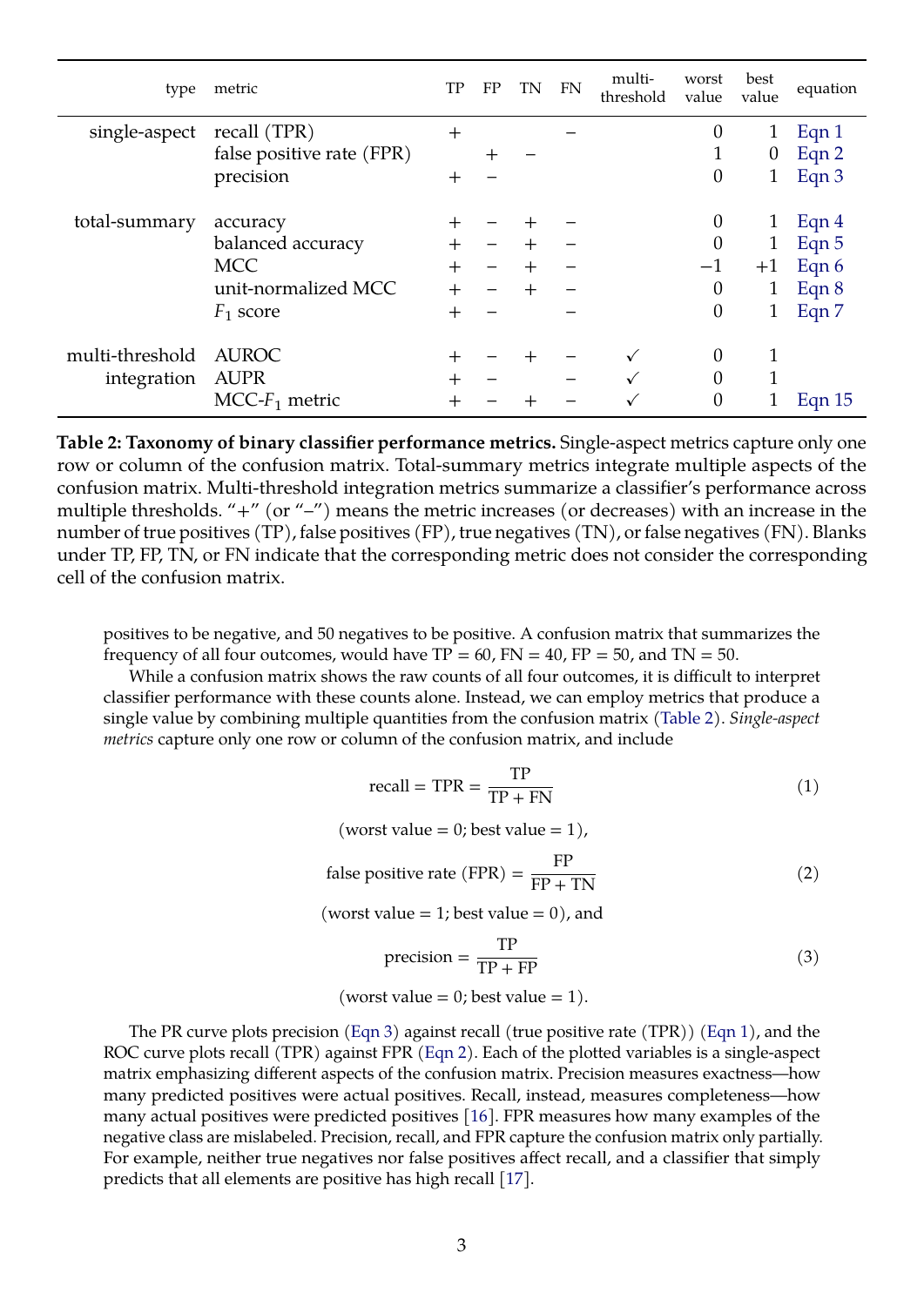| type | metric | TP | FP | TN | FN | multi-threshold | worst value | best value | equation |
|---|---|---|---|---|---|---|---|---|---|
| single-aspect | recall (TPR) | + | | | − | | 0 | 1 | Eqn 1 |
| | false positive rate (FPR) | | + | − | | | 1 | 0 | Eqn 2 |
| | precision | + | − | | | | 0 | 1 | Eqn 3 |
| total-summary | accuracy | + | − | + | − | | 0 | 1 | Eqn 4 |
| | balanced accuracy | + | − | + | − | | 0 | 1 | Eqn 5 |
| | MCC | + | − | + | − | | −1 | +1 | Eqn 6 |
| | unit-normalized MCC | + | − | + | − | | 0 | 1 | Eqn 8 |
| | $F_1$ score | + | − | | − | | 0 | 1 | Eqn 7 |
| multi-threshold integration | AUROC | + | − | + | − | ✓ | 0 | 1 | |
| | AUPR | + | − | | − | ✓ | 0 | 1 | |
| | MCC-$F_1$ metric | + | − | + | − | ✓ | 0 | 1 | Eqn 15 |

**Table 2: Taxonomy of binary classifier performance metrics.** Single-aspect metrics capture only one row or column of the confusion matrix. Total-summary metrics integrate multiple aspects of the confusion matrix. Multi-threshold integration metrics summarize a classifier's performance across multiple thresholds. "+" (or "−") means the metric increases (or decreases) with an increase in the number of true positives (TP), false positives (FP), true negatives (TN), or false negatives (FN). Blanks under TP, FP, TN, or FN indicate that the corresponding metric does not consider the corresponding cell of the confusion matrix.

positives to be negative, and 50 negatives to be positive. A confusion matrix that summarizes the frequency of all four outcomes, would have TP = 60, FN = 40, FP = 50, and TN = 50.

While a confusion matrix shows the raw counts of all four outcomes, it is difficult to interpret classifier performance with these counts alone. Instead, we can employ metrics that produce a single value by combining multiple quantities from the confusion matrix (Table 2). *Single-aspect metrics* capture only one row or column of the confusion matrix, and include

$$\text{recall} = \text{TPR} = \frac{\text{TP}}{\text{TP} + \text{FN}} \tag{1}$$

(worst value = 0; best value = 1),

$$\text{false positive rate (FPR)} = \frac{\text{FP}}{\text{FP} + \text{TN}} \tag{2}$$

(worst value = 1; best value = 0), and

$$\text{precision} = \frac{\text{TP}}{\text{TP} + \text{FP}} \tag{3}$$

(worst value = 0; best value = 1).

The PR curve plots precision (Eqn 3) against recall (true positive rate (TPR)) (Eqn 1), and the ROC curve plots recall (TPR) against FPR (Eqn 2). Each of the plotted variables is a single-aspect matrix emphasizing different aspects of the confusion matrix. Precision measures exactness—how many predicted positives were actual positives. Recall, instead, measures completeness—how many actual positives were predicted positives [16]. FPR measures how many examples of the negative class are mislabeled. Precision, recall, and FPR capture the confusion matrix only partially. For example, neither true negatives nor false positives affect recall, and a classifier that simply predicts that all elements are positive has high recall [17].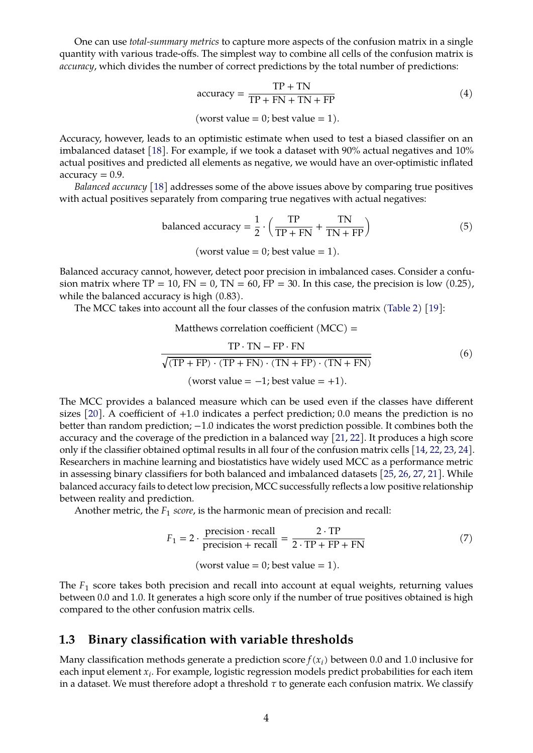One can use *total-summary metrics* to capture more aspects of the confusion matrix in a single quantity with various trade-offs. The simplest way to combine all cells of the confusion matrix is *accuracy*, which divides the number of correct predictions by the total number of predictions:

$$\text{accuracy} = \frac{\text{TP} + \text{TN}}{\text{TP} + \text{FN} + \text{TN} + \text{FP}} \tag{4}$$

$$(\text{worst value} = 0; \text{best value} = 1).$$

Accuracy, however, leads to an optimistic estimate when used to test a biased classifier on an imbalanced dataset [18]. For example, if we took a dataset with 90% actual negatives and 10% actual positives and predicted all elements as negative, we would have an over-optimistic inflated accuracy = 0.9.

*Balanced accuracy* [18] addresses some of the above issues above by comparing true positives with actual positives separately from comparing true negatives with actual negatives:

$$\text{balanced accuracy} = \frac{1}{2} \cdot \left( \frac{\text{TP}}{\text{TP} + \text{FN}} + \frac{\text{TN}}{\text{TN} + \text{FP}} \right) \tag{5}$$

$$(\text{worst value} = 0; \text{best value} = 1).$$

Balanced accuracy cannot, however, detect poor precision in imbalanced cases. Consider a confusion matrix where TP = 10, FN = 0, TN = 60, FP = 30. In this case, the precision is low (0.25), while the balanced accuracy is high (0.83).

The MCC takes into account all the four classes of the confusion matrix (Table 2) [19]:

$$\text{Matthews correlation coefficient (MCC)} = \frac{\text{TP} \cdot \text{TN} - \text{FP} \cdot \text{FN}}{\sqrt{(\text{TP} + \text{FP}) \cdot (\text{TP} + \text{FN}) \cdot (\text{TN} + \text{FP}) \cdot (\text{TN} + \text{FN})}} \tag{6}$$

$$(\text{worst value} = -1; \text{best value} = +1).$$

The MCC provides a balanced measure which can be used even if the classes have different sizes [20]. A coefficient of +1.0 indicates a perfect prediction; 0.0 means the prediction is no better than random prediction; −1.0 indicates the worst prediction possible. It combines both the accuracy and the coverage of the prediction in a balanced way [21, 22]. It produces a high score only if the classifier obtained optimal results in all four of the confusion matrix cells [14, 22, 23, 24]. Researchers in machine learning and biostatistics have widely used MCC as a performance metric in assessing binary classifiers for both balanced and imbalanced datasets [25, 26, 27, 21]. While balanced accuracy fails to detect low precision, MCC successfully reflects a low positive relationship between reality and prediction.

Another metric, the $F_1$ *score*, is the harmonic mean of precision and recall:

$$F_1 = 2 \cdot \frac{\text{precision} \cdot \text{recall}}{\text{precision} + \text{recall}} = \frac{2 \cdot \text{TP}}{2 \cdot \text{TP} + \text{FP} + \text{FN}} \tag{7}$$

$$(\text{worst value} = 0; \text{best value} = 1).$$

The $F_1$ score takes both precision and recall into account at equal weights, returning values between 0.0 and 1.0. It generates a high score only if the number of true positives obtained is high compared to the other confusion matrix cells.

### 1.3 Binary classification with variable thresholds

Many classification methods generate a prediction score $f(x_i)$ between 0.0 and 1.0 inclusive for each input element $x_i$. For example, logistic regression models predict probabilities for each item in a dataset. We must therefore adopt a threshold $\tau$ to generate each confusion matrix. We classify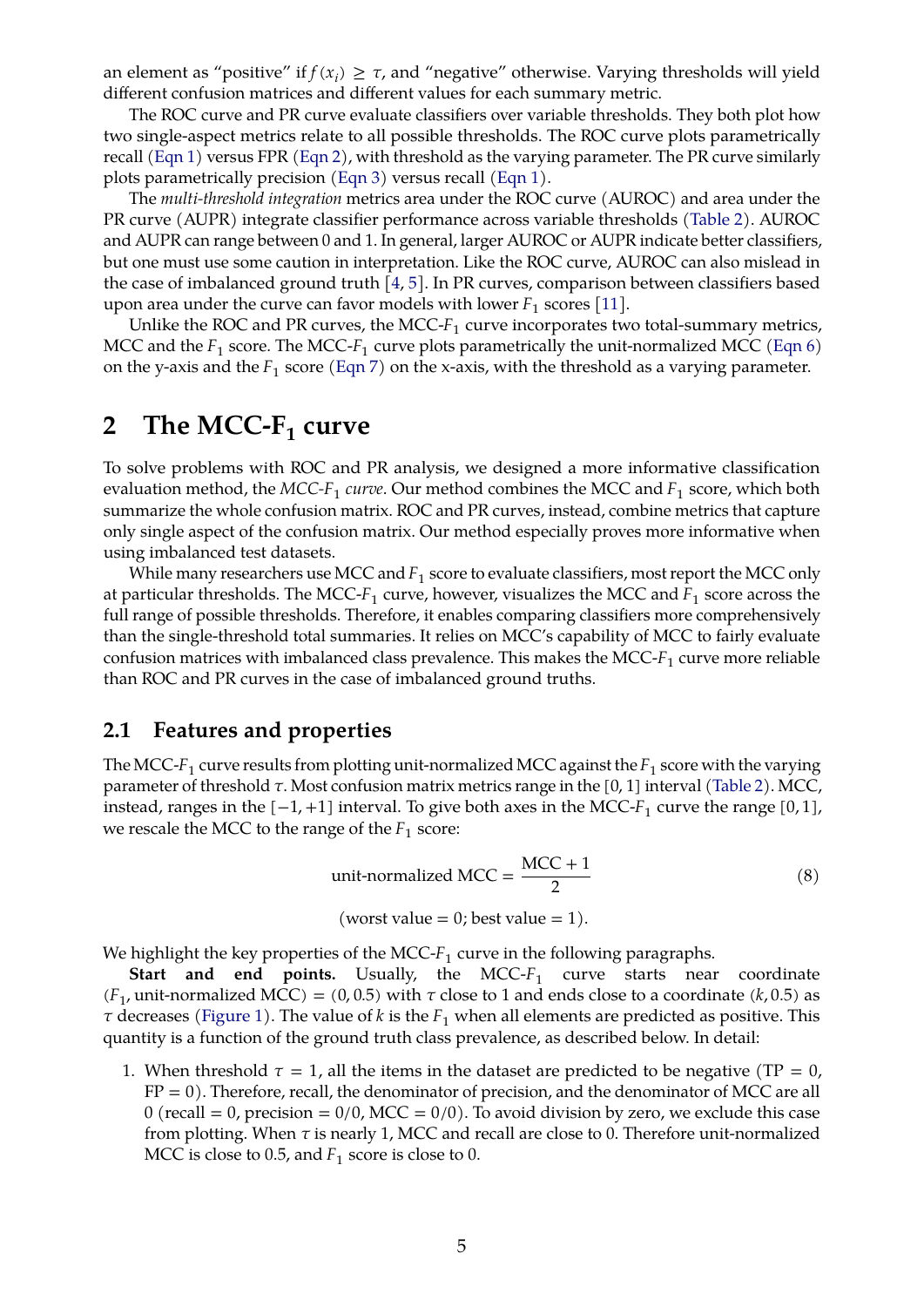an element as "positive" if $f(x_i) \geq \tau$, and "negative" otherwise. Varying thresholds will yield different confusion matrices and different values for each summary metric.

The ROC curve and PR curve evaluate classifiers over variable thresholds. They both plot how two single-aspect metrics relate to all possible thresholds. The ROC curve plots parametrically recall (Eqn 1) versus FPR (Eqn 2), with threshold as the varying parameter. The PR curve similarly plots parametrically precision (Eqn 3) versus recall (Eqn 1).

The *multi-threshold integration* metrics area under the ROC curve (AUROC) and area under the PR curve (AUPR) integrate classifier performance across variable thresholds (Table 2). AUROC and AUPR can range between 0 and 1. In general, larger AUROC or AUPR indicate better classifiers, but one must use some caution in interpretation. Like the ROC curve, AUROC can also mislead in the case of imbalanced ground truth [4, 5]. In PR curves, comparison between classifiers based upon area under the curve can favor models with lower $F_1$ scores [11].

Unlike the ROC and PR curves, the MCC-$F_1$ curve incorporates two total-summary metrics, MCC and the $F_1$ score. The MCC-$F_1$ curve plots parametrically the unit-normalized MCC (Eqn 6) on the y-axis and the $F_1$ score (Eqn 7) on the x-axis, with the threshold as a varying parameter.

# 2 The MCC-$F_1$ curve

To solve problems with ROC and PR analysis, we designed a more informative classification evaluation method, the *MCC-$F_1$ curve*. Our method combines the MCC and $F_1$ score, which both summarize the whole confusion matrix. ROC and PR curves, instead, combine metrics that capture only single aspect of the confusion matrix. Our method especially proves more informative when using imbalanced test datasets.

While many researchers use MCC and $F_1$ score to evaluate classifiers, most report the MCC only at particular thresholds. The MCC-$F_1$ curve, however, visualizes the MCC and $F_1$ score across the full range of possible thresholds. Therefore, it enables comparing classifiers more comprehensively than the single-threshold total summaries. It relies on MCC's capability of MCC to fairly evaluate confusion matrices with imbalanced class prevalence. This makes the MCC-$F_1$ curve more reliable than ROC and PR curves in the case of imbalanced ground truths.

## 2.1 Features and properties

The MCC-$F_1$ curve results from plotting unit-normalized MCC against the $F_1$ score with the varying parameter of threshold $\tau$. Most confusion matrix metrics range in the $[0, 1]$ interval (Table 2). MCC, instead, ranges in the $[-1, +1]$ interval. To give both axes in the MCC-$F_1$ curve the range $[0, 1]$, we rescale the MCC to the range of the $F_1$ score:

$$\text{unit-normalized MCC} = \frac{\text{MCC} + 1}{2} \tag{8}$$

$$(\text{worst value} = 0; \text{best value} = 1).$$

We highlight the key properties of the MCC-$F_1$ curve in the following paragraphs.

**Start and end points.** Usually, the MCC-$F_1$ curve starts near coordinate $(F_1, \text{unit-normalized MCC}) = (0, 0.5)$ with $\tau$ close to 1 and ends close to a coordinate $(k, 0.5)$ as $\tau$ decreases (Figure 1). The value of $k$ is the $F_1$ when all elements are predicted as positive. This quantity is a function of the ground truth class prevalence, as described below. In detail:

1. When threshold $\tau = 1$, all the items in the dataset are predicted to be negative ($\text{TP} = 0$, $\text{FP} = 0$). Therefore, recall, the denominator of precision, and the denominator of MCC are all 0 ($\text{recall} = 0$, $\text{precision} = 0/0$, $\text{MCC} = 0/0$). To avoid division by zero, we exclude this case from plotting. When $\tau$ is nearly 1, MCC and recall are close to 0. Therefore unit-normalized MCC is close to 0.5, and $F_1$ score is close to 0.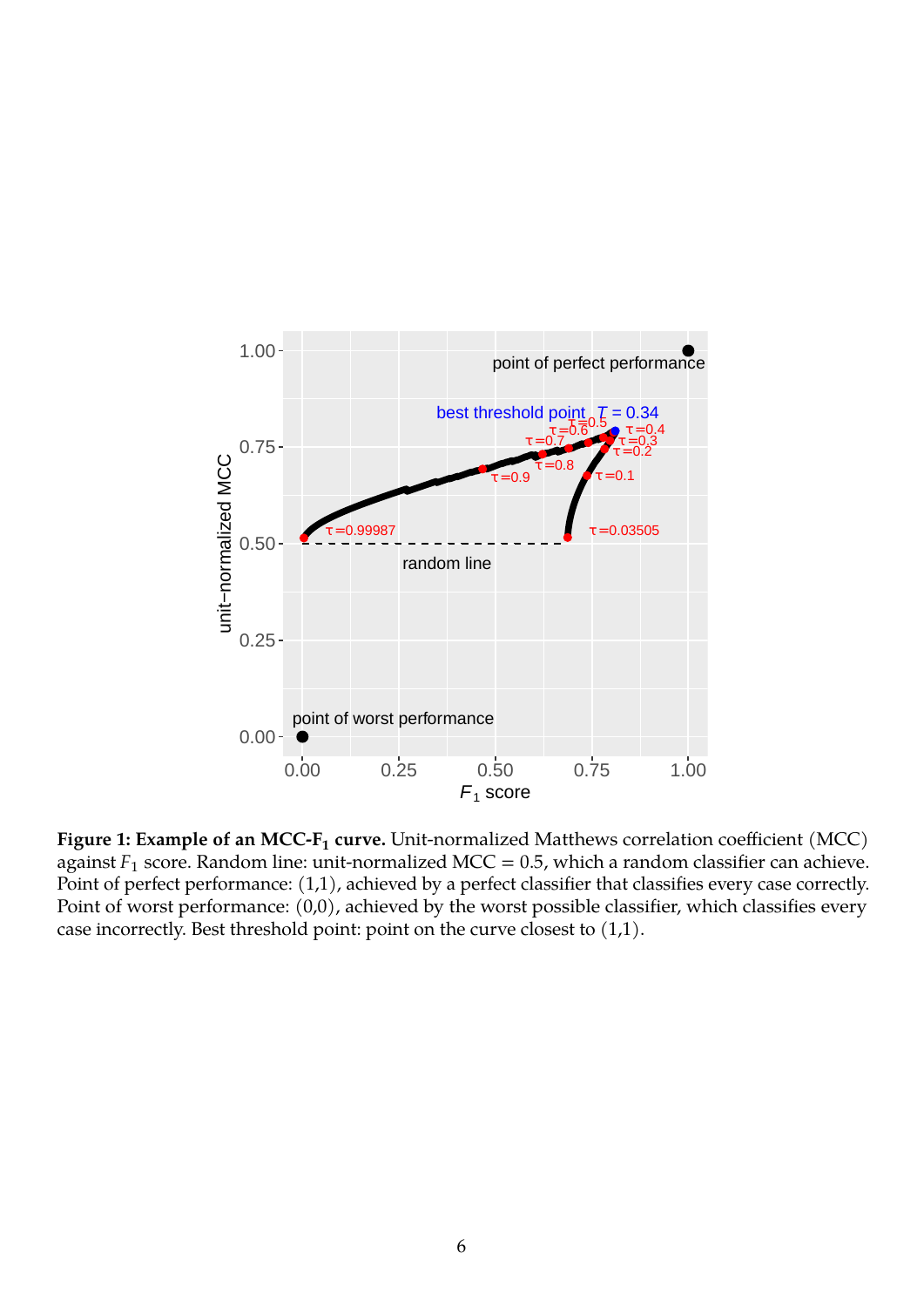**Figure 1: Example of an MCC-$F_1$ curve.** Unit-normalized Matthews correlation coefficient (MCC) against $F_1$ score. Random line: unit-normalized MCC = 0.5, which a random classifier can achieve. Point of perfect performance: (1,1), achieved by a perfect classifier that classifies every case correctly. Point of worst performance: (0,0), achieved by the worst possible classifier, which classifies every case incorrectly. Best threshold point: point on the curve closest to (1,1).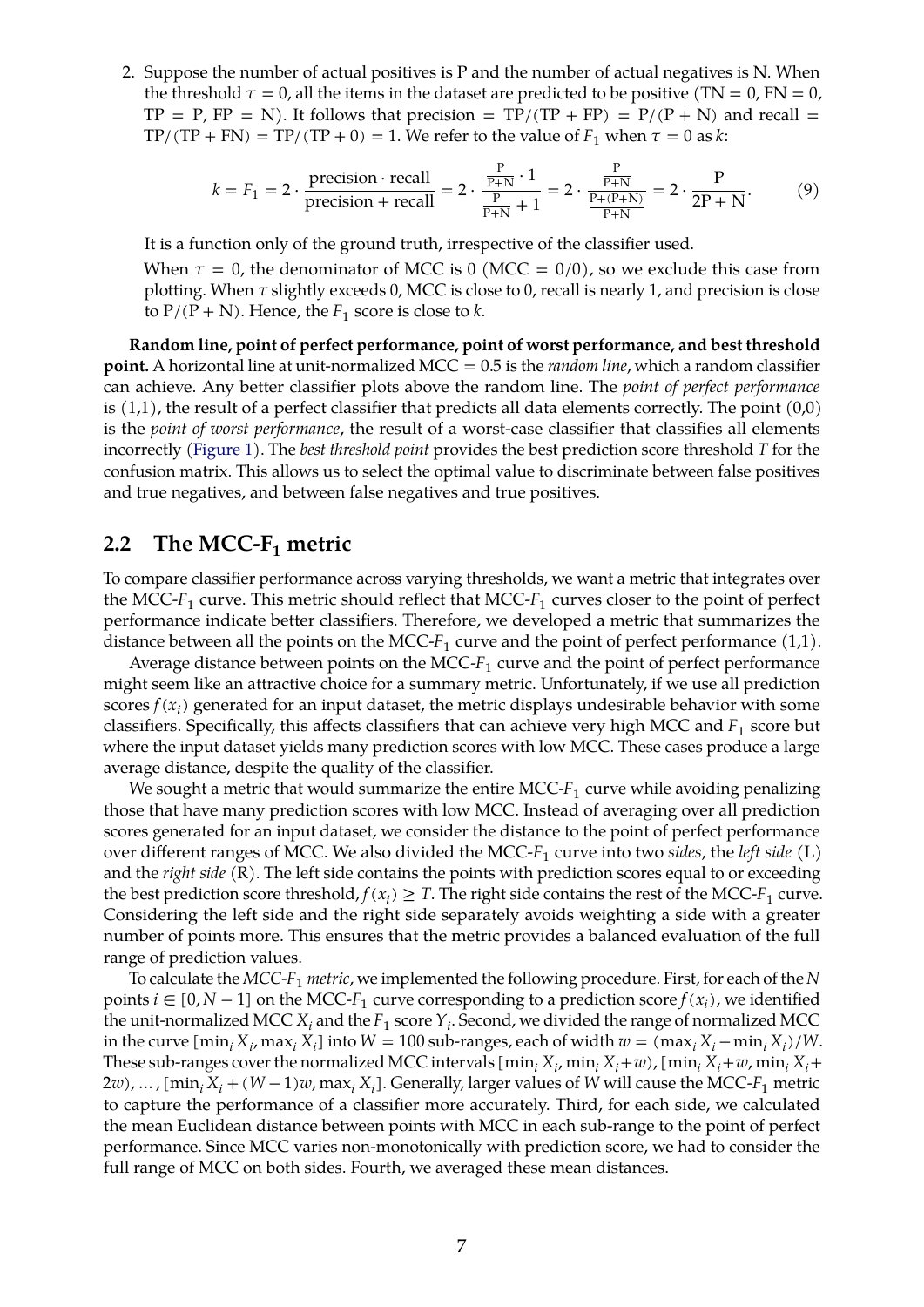2. Suppose the number of actual positives is P and the number of actual negatives is N. When the threshold $\tau = 0$, all the items in the dataset are predicted to be positive (TN = 0, FN = 0, TP = P, FP = N). It follows that precision = TP/(TP + FP) = P/(P + N) and recall = TP/(TP + FN) = TP/(TP + 0) = 1. We refer to the value of $F_1$ when $\tau = 0$ as $k$:

$$k = F_1 = 2 \cdot \frac{\text{precision} \cdot \text{recall}}{\text{precision} + \text{recall}} = 2 \cdot \frac{\frac{\text{P}}{\text{P+N}} \cdot 1}{\frac{\text{P}}{\text{P+N}} + 1} = 2 \cdot \frac{\frac{\text{P}}{\text{P+N}}}{\frac{\text{P+(P+N)}}{\text{P+N}}} = 2 \cdot \frac{\text{P}}{2\text{P} + \text{N}}. \tag{9}$$

   It is a function only of the ground truth, irrespective of the classifier used.

   When $\tau = 0$, the denominator of MCC is 0 (MCC = 0/0), so we exclude this case from plotting. When $\tau$ slightly exceeds 0, MCC is close to 0, recall is nearly 1, and precision is close to P/(P + N). Hence, the $F_1$ score is close to $k$.

**Random line, point of perfect performance, point of worst performance, and best threshold point.** A horizontal line at unit-normalized MCC = 0.5 is the *random line*, which a random classifier can achieve. Any better classifier plots above the random line. The *point of perfect performance* is (1,1), the result of a perfect classifier that predicts all data elements correctly. The point (0,0) is the *point of worst performance*, the result of a worst-case classifier that classifies all elements incorrectly (Figure 1). The *best threshold point* provides the best prediction score threshold $T$ for the confusion matrix. This allows us to select the optimal value to discriminate between false positives and true negatives, and between false negatives and true positives.

## 2.2 The MCC-$F_1$ metric

To compare classifier performance across varying thresholds, we want a metric that integrates over the MCC-$F_1$ curve. This metric should reflect that MCC-$F_1$ curves closer to the point of perfect performance indicate better classifiers. Therefore, we developed a metric that summarizes the distance between all the points on the MCC-$F_1$ curve and the point of perfect performance (1,1).

Average distance between points on the MCC-$F_1$ curve and the point of perfect performance might seem like an attractive choice for a summary metric. Unfortunately, if we use all prediction scores $f(x_i)$ generated for an input dataset, the metric displays undesirable behavior with some classifiers. Specifically, this affects classifiers that can achieve very high MCC and $F_1$ score but where the input dataset yields many prediction scores with low MCC. These cases produce a large average distance, despite the quality of the classifier.

We sought a metric that would summarize the entire MCC-$F_1$ curve while avoiding penalizing those that have many prediction scores with low MCC. Instead of averaging over all prediction scores generated for an input dataset, we consider the distance to the point of perfect performance over different ranges of MCC. We also divided the MCC-$F_1$ curve into two *sides*, the *left side* (L) and the *right side* (R). The left side contains the points with prediction scores equal to or exceeding the best prediction score threshold, $f(x_i) \geq T$. The right side contains the rest of the MCC-$F_1$ curve. Considering the left side and the right side separately avoids weighting a side with a greater number of points more. This ensures that the metric provides a balanced evaluation of the full range of prediction values.

To calculate the *MCC-$F_1$ metric*, we implemented the following procedure. First, for each of the $N$ points $i \in [0, N-1]$ on the MCC-$F_1$ curve corresponding to a prediction score $f(x_i)$, we identified the unit-normalized MCC $X_i$ and the $F_1$ score $Y_i$. Second, we divided the range of normalized MCC in the curve $[\min_i X_i, \max_i X_i]$ into $W = 100$ sub-ranges, each of width $w = (\max_i X_i - \min_i X_i)/W$. These sub-ranges cover the normalized MCC intervals $[\min_i X_i, \min_i X_i + w)$, $[\min_i X_i + w, \min_i X_i + 2w)$, ..., $[\min_i X_i + (W-1)w, \max_i X_i]$. Generally, larger values of $W$ will cause the MCC-$F_1$ metric to capture the performance of a classifier more accurately. Third, for each side, we calculated the mean Euclidean distance between points with MCC in each sub-range to the point of perfect performance. Since MCC varies non-monotonically with prediction score, we had to consider the full range of MCC on both sides. Fourth, we averaged these mean distances.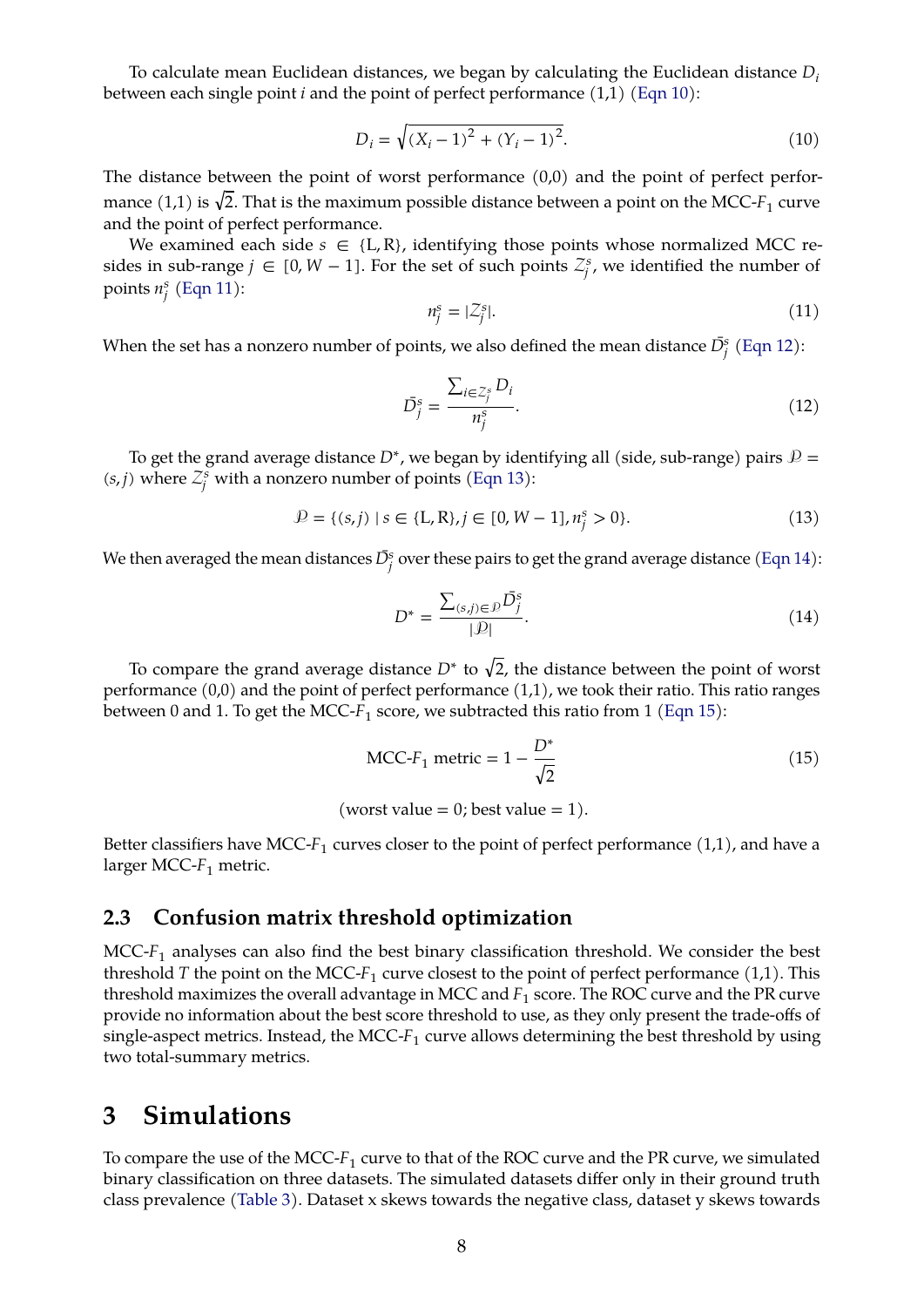To calculate mean Euclidean distances, we began by calculating the Euclidean distance $D_i$ between each single point $i$ and the point of perfect performance (1,1) (Eqn 10):

$$D_i = \sqrt{(X_i - 1)^2 + (Y_i - 1)^2}. \tag{10}$$

The distance between the point of worst performance (0,0) and the point of perfect performance (1,1) is $\sqrt{2}$. That is the maximum possible distance between a point on the MCC-$F_1$ curve and the point of perfect performance.

We examined each side $s \in \{\text{L}, \text{R}\}$, identifying those points whose normalized MCC resides in sub-range $j \in [0, W-1]$. For the set of such points $\mathcal{Z}_j^s$, we identified the number of points $n_j^s$ (Eqn 11):

$$n_j^s = |\mathcal{Z}_j^s|. \tag{11}$$

When the set has a nonzero number of points, we also defined the mean distance $\bar{D}_j^s$ (Eqn 12):

$$\bar{D}_j^s = \frac{\sum_{i \in \mathcal{Z}_j^s} D_i}{n_j^s}. \tag{12}$$

To get the grand average distance $D^*$, we began by identifying all (side, sub-range) pairs $\mathcal{P} = (s, j)$ where $\mathcal{Z}_j^s$ with a nonzero number of points (Eqn 13):

$$\mathcal{P} = \{(s, j) \mid s \in \{\text{L}, \text{R}\}, j \in [0, W-1], n_j^s > 0\}. \tag{13}$$

We then averaged the mean distances $\bar{D}_j^s$ over these pairs to get the grand average distance (Eqn 14):

$$D^* = \frac{\sum_{(s,j) \in \mathcal{P}} \bar{D}_j^s}{|\mathcal{P}|}. \tag{14}$$

To compare the grand average distance $D^*$ to $\sqrt{2}$, the distance between the point of worst performance (0,0) and the point of perfect performance (1,1), we took their ratio. This ratio ranges between 0 and 1. To get the MCC-$F_1$ score, we subtracted this ratio from 1 (Eqn 15):

$$\text{MCC-}F_1 \text{ metric} = 1 - \frac{D^*}{\sqrt{2}} \tag{15}$$

$$(\text{worst value} = 0; \text{best value} = 1).$$

Better classifiers have MCC-$F_1$ curves closer to the point of perfect performance (1,1), and have a larger MCC-$F_1$ metric.

## 2.3 Confusion matrix threshold optimization

MCC-$F_1$ analyses can also find the best binary classification threshold. We consider the best threshold $T$ the point on the MCC-$F_1$ curve closest to the point of perfect performance (1,1). This threshold maximizes the overall advantage in MCC and $F_1$ score. The ROC curve and the PR curve provide no information about the best score threshold to use, as they only present the trade-offs of single-aspect metrics. Instead, the MCC-$F_1$ curve allows determining the best threshold by using two total-summary metrics.

# 3 Simulations

To compare the use of the MCC-$F_1$ curve to that of the ROC curve and the PR curve, we simulated binary classification on three datasets. The simulated datasets differ only in their ground truth class prevalence (Table 3). Dataset x skews towards the negative class, dataset y skews towards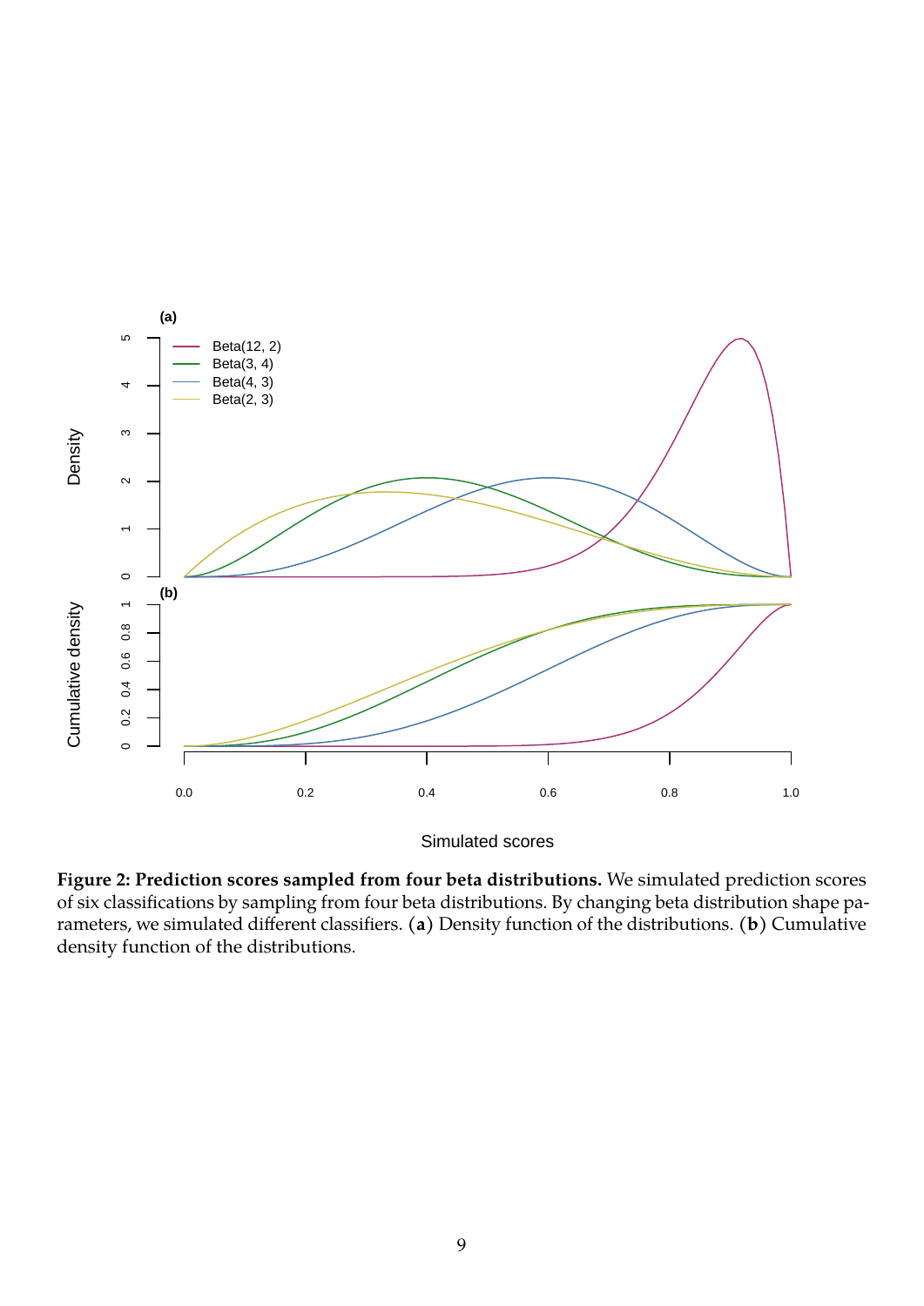**Figure 2: Prediction scores sampled from four beta distributions.** We simulated prediction scores of six classifications by sampling from four beta distributions. By changing beta distribution shape parameters, we simulated different classifiers. (**a**) Density function of the distributions. (**b**) Cumulative density function of the distributions.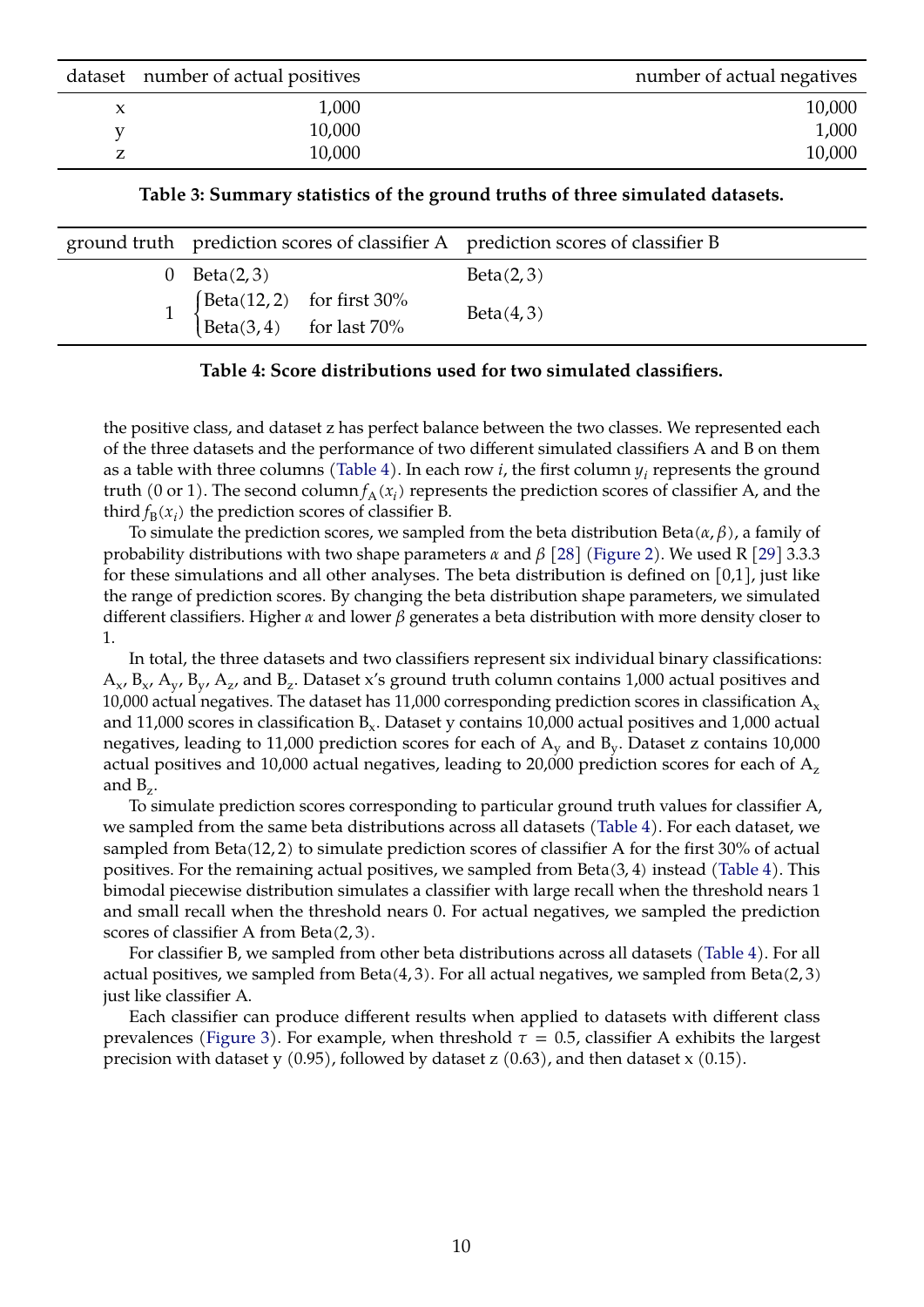| dataset | number of actual positives | number of actual negatives |
|---|---|---|
| x | 1,000 | 10,000 |
| y | 10,000 | 1,000 |
| z | 10,000 | 10,000 |

**Table 3: Summary statistics of the ground truths of three simulated datasets.**

| ground truth | prediction scores of classifier A | prediction scores of classifier B |
|---|---|---|
| 0 | $\mathrm{Beta}(2,3)$ | $\mathrm{Beta}(2,3)$ |
| 1 | $\begin{cases} \mathrm{Beta}(12,2) & \text{for first 30\%} \\ \mathrm{Beta}(3,4) & \text{for last 70\%} \end{cases}$ | $\mathrm{Beta}(4,3)$ |

**Table 4: Score distributions used for two simulated classifiers.**

the positive class, and dataset z has perfect balance between the two classes. We represented each of the three datasets and the performance of two different simulated classifiers A and B on them as a table with three columns (Table 4). In each row $i$, the first column $y_i$ represents the ground truth (0 or 1). The second column $f_{\mathrm{A}}(x_i)$ represents the prediction scores of classifier A, and the third $f_{\mathrm{B}}(x_i)$ the prediction scores of classifier B.

To simulate the prediction scores, we sampled from the beta distribution $\mathrm{Beta}(\alpha, \beta)$, a family of probability distributions with two shape parameters $\alpha$ and $\beta$ [28] (Figure 2). We used R [29] 3.3.3 for these simulations and all other analyses. The beta distribution is defined on [0,1], just like the range of prediction scores. By changing the beta distribution shape parameters, we simulated different classifiers. Higher $\alpha$ and lower $\beta$ generates a beta distribution with more density closer to 1.

In total, the three datasets and two classifiers represent six individual binary classifications: $\mathrm{A_x}$, $\mathrm{B_x}$, $\mathrm{A_y}$, $\mathrm{B_y}$, $\mathrm{A_z}$, and $\mathrm{B_z}$. Dataset x's ground truth column contains 1,000 actual positives and 10,000 actual negatives. The dataset has 11,000 corresponding prediction scores in classification $\mathrm{A_x}$ and 11,000 scores in classification $\mathrm{B_x}$. Dataset y contains 10,000 actual positives and 1,000 actual negatives, leading to 11,000 prediction scores for each of $\mathrm{A_y}$ and $\mathrm{B_y}$. Dataset z contains 10,000 actual positives and 10,000 actual negatives, leading to 20,000 prediction scores for each of $\mathrm{A_z}$ and $\mathrm{B_z}$.

To simulate prediction scores corresponding to particular ground truth values for classifier A, we sampled from the same beta distributions across all datasets (Table 4). For each dataset, we sampled from $\mathrm{Beta}(12,2)$ to simulate prediction scores of classifier A for the first 30% of actual positives. For the remaining actual positives, we sampled from $\mathrm{Beta}(3,4)$ instead (Table 4). This bimodal piecewise distribution simulates a classifier with large recall when the threshold nears 1 and small recall when the threshold nears 0. For actual negatives, we sampled the prediction scores of classifier A from $\mathrm{Beta}(2,3)$.

For classifier B, we sampled from other beta distributions across all datasets (Table 4). For all actual positives, we sampled from $\mathrm{Beta}(4,3)$. For all actual negatives, we sampled from $\mathrm{Beta}(2,3)$ just like classifier A.

Each classifier can produce different results when applied to datasets with different class prevalences (Figure 3). For example, when threshold $\tau = 0.5$, classifier A exhibits the largest precision with dataset y (0.95), followed by dataset z (0.63), and then dataset x (0.15).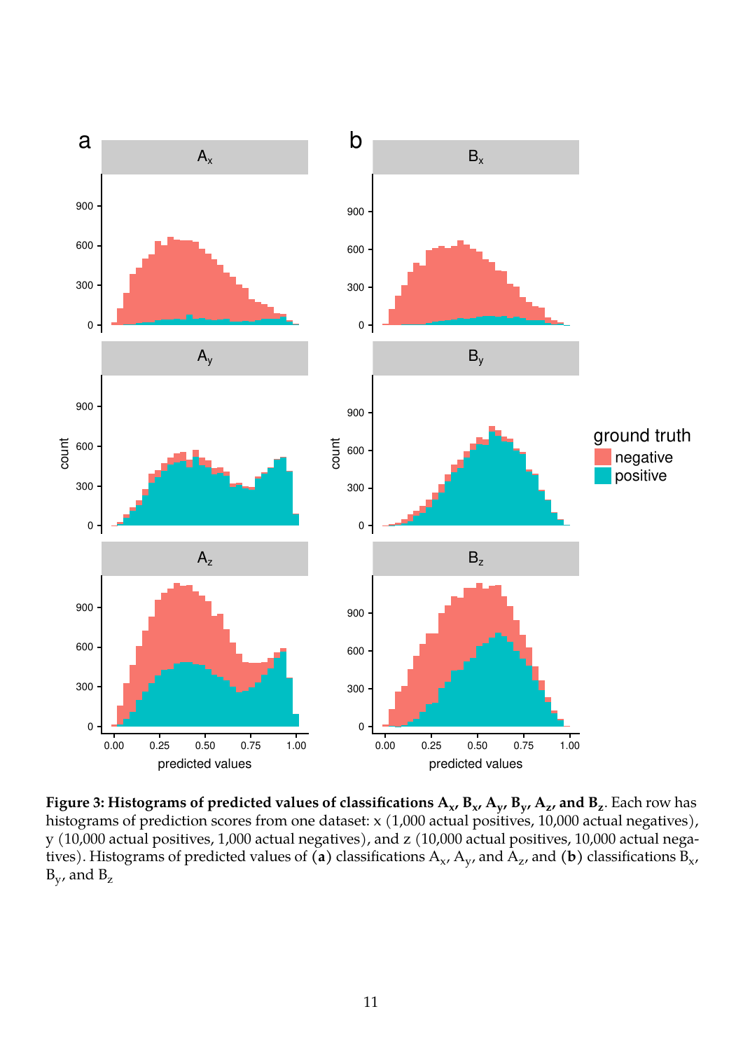**Figure 3: Histograms of predicted values of classifications $A_x$, $B_x$, $A_y$, $B_y$, $A_z$, and $B_z$.** Each row has histograms of prediction scores from one dataset: x (1,000 actual positives, 10,000 actual negatives), y (10,000 actual positives, 1,000 actual negatives), and z (10,000 actual positives, 10,000 actual negatives). Histograms of predicted values of (**a**) classifications $A_x$, $A_y$, and $A_z$, and (**b**) classifications $B_x$, $B_y$, and $B_z$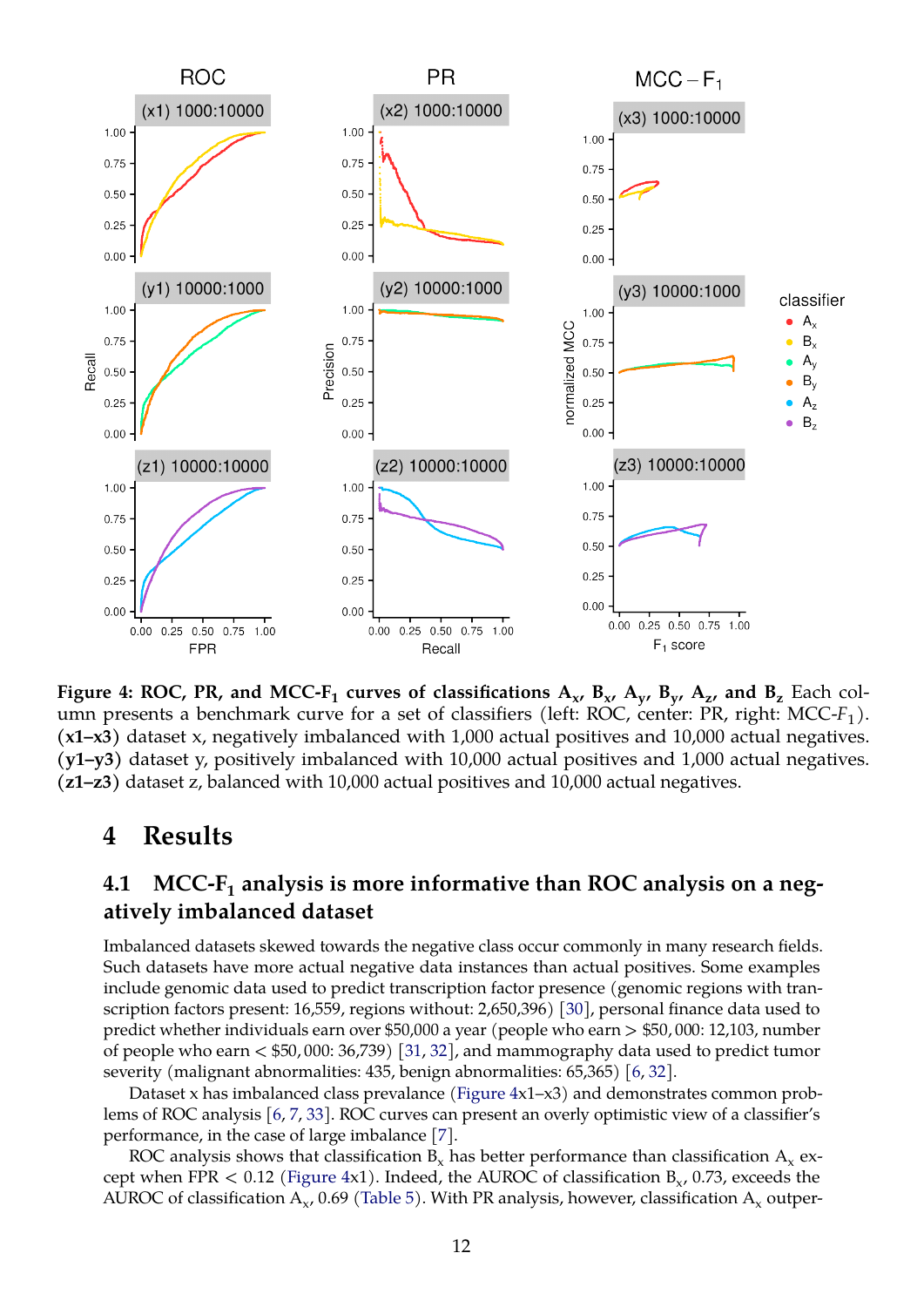**Figure 4: ROC, PR, and MCC-$F_1$ curves of classifications $A_x$, $B_x$, $A_y$, $B_y$, $A_z$, and $B_z$** Each column presents a benchmark curve for a set of classifiers (left: ROC, center: PR, right: MCC-$F_1$). **(x1–x3)** dataset x, negatively imbalanced with 1,000 actual positives and 10,000 actual negatives. **(y1–y3)** dataset y, positively imbalanced with 10,000 actual positives and 1,000 actual negatives. **(z1–z3)** dataset z, balanced with 10,000 actual positives and 10,000 actual negatives.

# 4 Results

## 4.1 MCC-$F_1$ analysis is more informative than ROC analysis on a negatively imbalanced dataset

Imbalanced datasets skewed towards the negative class occur commonly in many research fields. Such datasets have more actual negative data instances than actual positives. Some examples include genomic data used to predict transcription factor presence (genomic regions with transcription factors present: 16,559, regions without: 2,650,396) [30], personal finance data used to predict whether individuals earn over \$50,000 a year (people who earn $>$ \$50,000: 12,103, number of people who earn $<$ \$50,000: 36,739) [31, 32], and mammography data used to predict tumor severity (malignant abnormalities: 435, benign abnormalities: 65,365) [6, 32].

Dataset x has imbalanced class prevalance (Figure 4x1–x3) and demonstrates common problems of ROC analysis [6, 7, 33]. ROC curves can present an overly optimistic view of a classifier's performance, in the case of large imbalance [7].

ROC analysis shows that classification $B_x$ has better performance than classification $A_x$ except when FPR $< 0.12$ (Figure 4x1). Indeed, the AUROC of classification $B_x$, 0.73, exceeds the AUROC of classification $A_x$, 0.69 (Table 5). With PR analysis, however, classification $A_x$ outper-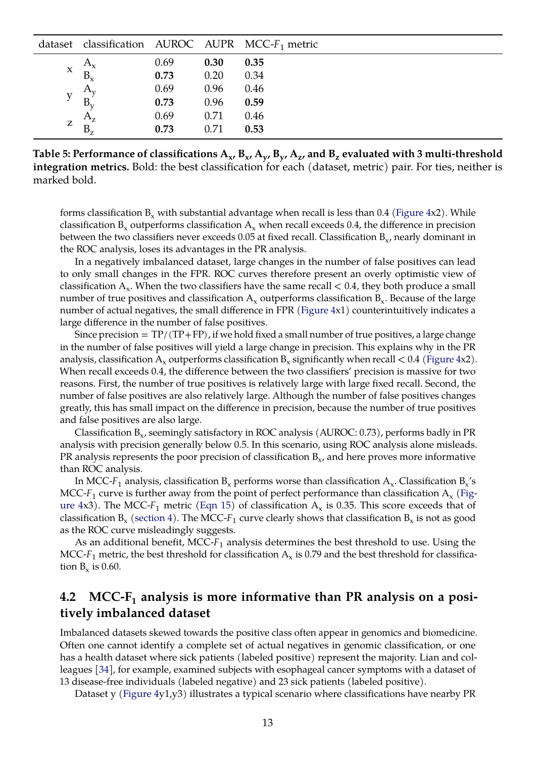| dataset | classification | AUROC | AUPR | MCC-$F_1$ metric |
|---|---|---|---|---|
| x | $A_x$ | 0.69 | **0.30** | **0.35** |
| | $B_x$ | **0.73** | 0.20 | 0.34 |
| y | $A_y$ | 0.69 | 0.96 | 0.46 |
| | $B_y$ | **0.73** | 0.96 | **0.59** |
| z | $A_z$ | 0.69 | 0.71 | 0.46 |
| | $B_z$ | **0.73** | 0.71 | **0.53** |

**Table 5: Performance of classifications $A_x$, $B_x$, $A_y$, $B_y$, $A_z$, and $B_z$ evaluated with 3 multi-threshold integration metrics.** Bold: the best classification for each (dataset, metric) pair. For ties, neither is marked bold.

forms classification $B_x$ with substantial advantage when recall is less than 0.4 (Figure 4x2). While classification $B_x$ outperforms classification $A_x$ when recall exceeds 0.4, the difference in precision between the two classifiers never exceeds 0.05 at fixed recall. Classification $B_x$, nearly dominant in the ROC analysis, loses its advantages in the PR analysis.

In a negatively imbalanced dataset, large changes in the number of false positives can lead to only small changes in the FPR. ROC curves therefore present an overly optimistic view of classification $A_x$. When the two classifiers have the same recall $< 0.4$, they both produce a small number of true positives and classification $A_x$ outperforms classification $B_x$. Because of the large number of actual negatives, the small difference in FPR (Figure 4x1) counterintuitively indicates a large difference in the number of false positives.

Since precision $= \mathrm{TP}/(\mathrm{TP}+\mathrm{FP})$, if we hold fixed a small number of true positives, a large change in the number of false positives will yield a large change in precision. This explains why in the PR analysis, classification $A_x$ outperforms classification $B_x$ significantly when recall $< 0.4$ (Figure 4x2). When recall exceeds 0.4, the difference between the two classifiers' precision is massive for two reasons. First, the number of true positives is relatively large with large fixed recall. Second, the number of false positives are also relatively large. Although the number of false positives changes greatly, this has small impact on the difference in precision, because the number of true positives and false positives are also large.

Classification $B_x$, seemingly satisfactory in ROC analysis (AUROC: 0.73), performs badly in PR analysis with precision generally below 0.5. In this scenario, using ROC analysis alone misleads. PR analysis represents the poor precision of classification $B_x$, and here proves more informative than ROC analysis.

In MCC-$F_1$ analysis, classification $B_x$ performs worse than classification $A_x$. Classification $B_x$'s MCC-$F_1$ curve is further away from the point of perfect performance than classification $A_x$ (Figure 4x3). The MCC-$F_1$ metric (Eqn 15) of classification $A_x$ is 0.35. This score exceeds that of classification $B_x$ (section 4). The MCC-$F_1$ curve clearly shows that classification $B_x$ is not as good as the ROC curve misleadingly suggests.

As an additional benefit, MCC-$F_1$ analysis determines the best threshold to use. Using the MCC-$F_1$ metric, the best threshold for classification $A_x$ is 0.79 and the best threshold for classification $B_x$ is 0.60.

## 4.2 MCC-$F_1$ analysis is more informative than PR analysis on a positively imbalanced dataset

Imbalanced datasets skewed towards the positive class often appear in genomics and biomedicine. Often one cannot identify a complete set of actual negatives in genomic classification, or one has a health dataset where sick patients (labeled positive) represent the majority. Lian and colleagues [34], for example, examined subjects with esophageal cancer symptoms with a dataset of 13 disease-free individuals (labeled negative) and 23 sick patients (labeled positive).

Dataset y (Figure 4y1,y3) illustrates a typical scenario where classifications have nearby PR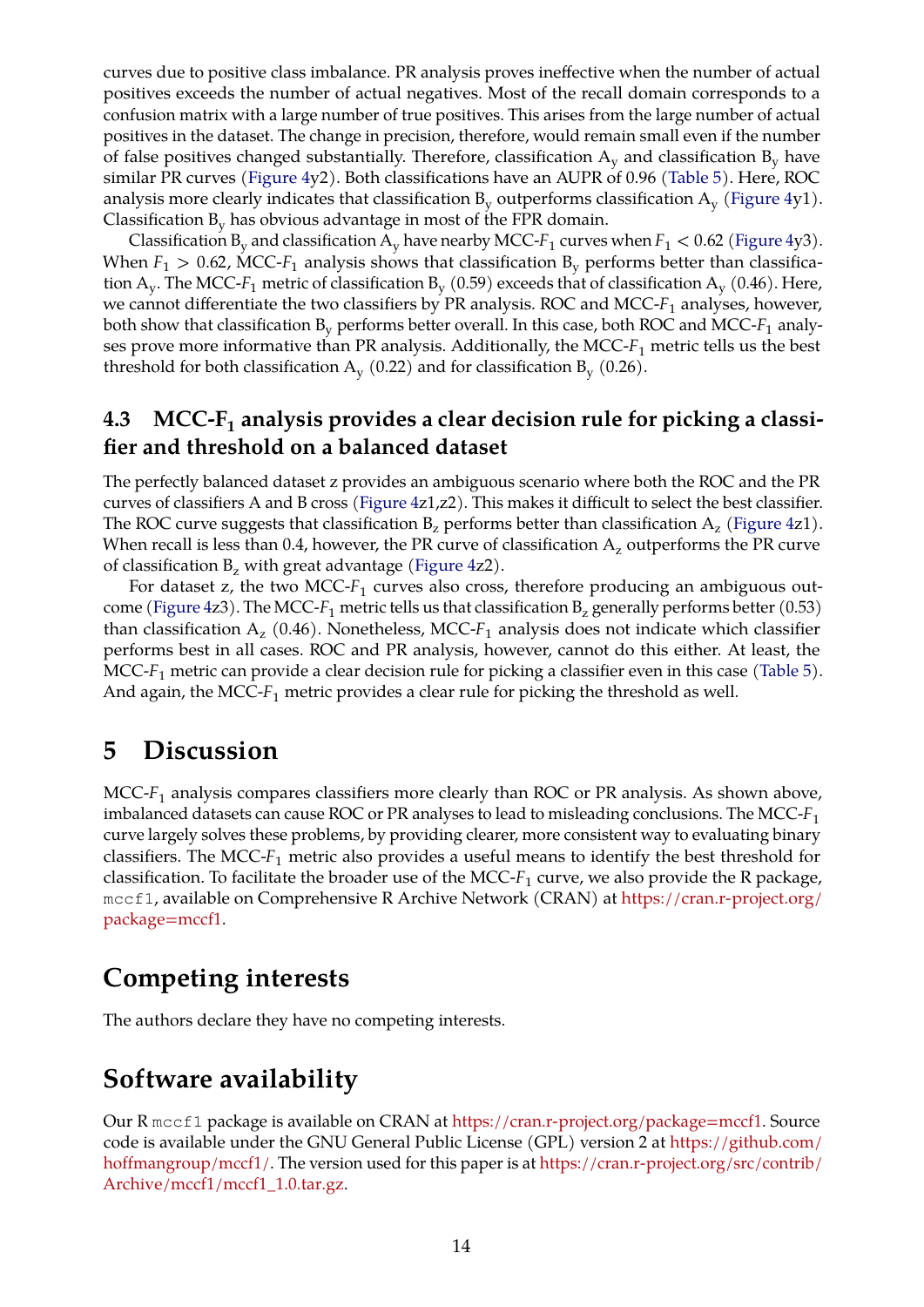curves due to positive class imbalance. PR analysis proves ineffective when the number of actual positives exceeds the number of actual negatives. Most of the recall domain corresponds to a confusion matrix with a large number of true positives. This arises from the large number of actual positives in the dataset. The change in precision, therefore, would remain small even if the number of false positives changed substantially. Therefore, classification $A_y$ and classification $B_y$ have similar PR curves (Figure 4y2). Both classifications have an AUPR of 0.96 (Table 5). Here, ROC analysis more clearly indicates that classification $B_y$ outperforms classification $A_y$ (Figure 4y1). Classification $B_y$ has obvious advantage in most of the FPR domain.

Classification $B_y$ and classification $A_y$ have nearby MCC-$F_1$ curves when $F_1 < 0.62$ (Figure 4y3). When $F_1 > 0.62$, MCC-$F_1$ analysis shows that classification $B_y$ performs better than classification $A_y$. The MCC-$F_1$ metric of classification $B_y$ (0.59) exceeds that of classification $A_y$ (0.46). Here, we cannot differentiate the two classifiers by PR analysis. ROC and MCC-$F_1$ analyses, however, both show that classification $B_y$ performs better overall. In this case, both ROC and MCC-$F_1$ analyses prove more informative than PR analysis. Additionally, the MCC-$F_1$ metric tells us the best threshold for both classification $A_y$ (0.22) and for classification $B_y$ (0.26).

### 4.3 MCC-$F_1$ analysis provides a clear decision rule for picking a classifier and threshold on a balanced dataset

The perfectly balanced dataset z provides an ambiguous scenario where both the ROC and the PR curves of classifiers A and B cross (Figure 4z1,z2). This makes it difficult to select the best classifier. The ROC curve suggests that classification $B_z$ performs better than classification $A_z$ (Figure 4z1). When recall is less than 0.4, however, the PR curve of classification $A_z$ outperforms the PR curve of classification $B_z$ with great advantage (Figure 4z2).

For dataset z, the two MCC-$F_1$ curves also cross, therefore producing an ambiguous outcome (Figure 4z3). The MCC-$F_1$ metric tells us that classification $B_z$ generally performs better (0.53) than classification $A_z$ (0.46). Nonetheless, MCC-$F_1$ analysis does not indicate which classifier performs best in all cases. ROC and PR analysis, however, cannot do this either. At least, the MCC-$F_1$ metric can provide a clear decision rule for picking a classifier even in this case (Table 5). And again, the MCC-$F_1$ metric provides a clear rule for picking the threshold as well.

## 5 Discussion

MCC-$F_1$ analysis compares classifiers more clearly than ROC or PR analysis. As shown above, imbalanced datasets can cause ROC or PR analyses to lead to misleading conclusions. The MCC-$F_1$ curve largely solves these problems, by providing clearer, more consistent way to evaluating binary classifiers. The MCC-$F_1$ metric also provides a useful means to identify the best threshold for classification. To facilitate the broader use of the MCC-$F_1$ curve, we also provide the R package, `mccf1`, available on Comprehensive R Archive Network (CRAN) at https://cran.r-project.org/package=mccf1.

## Competing interests

The authors declare they have no competing interests.

## Software availability

Our R `mccf1` package is available on CRAN at https://cran.r-project.org/package=mccf1. Source code is available under the GNU General Public License (GPL) version 2 at https://github.com/hoffmangroup/mccf1/. The version used for this paper is at https://cran.r-project.org/src/contrib/Archive/mccf1/mccf1_1.0.tar.gz.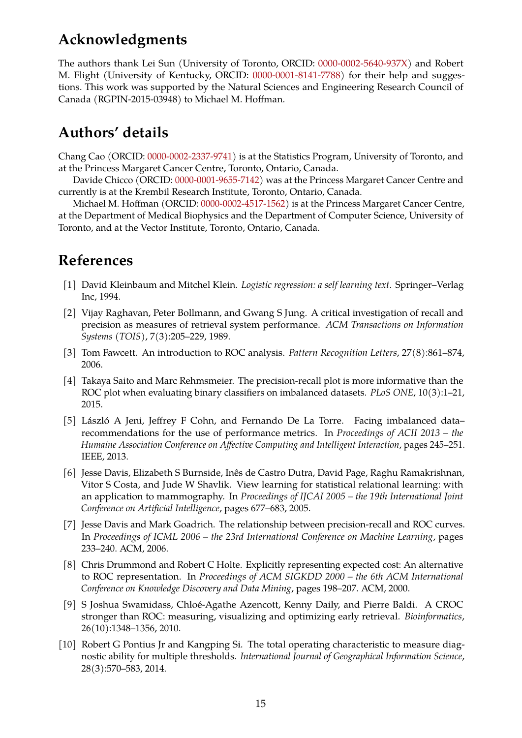## Acknowledgments

The authors thank Lei Sun (University of Toronto, ORCID: 0000-0002-5640-937X) and Robert M. Flight (University of Kentucky, ORCID: 0000-0001-8141-7788) for their help and suggestions. This work was supported by the Natural Sciences and Engineering Research Council of Canada (RGPIN-2015-03948) to Michael M. Hoffman.

## Authors' details

Chang Cao (ORCID: 0000-0002-2337-9741) is at the Statistics Program, University of Toronto, and at the Princess Margaret Cancer Centre, Toronto, Ontario, Canada.

Davide Chicco (ORCID: 0000-0001-9655-7142) was at the Princess Margaret Cancer Centre and currently is at the Krembil Research Institute, Toronto, Ontario, Canada.

Michael M. Hoffman (ORCID: 0000-0002-4517-1562) is at the Princess Margaret Cancer Centre, at the Department of Medical Biophysics and the Department of Computer Science, University of Toronto, and at the Vector Institute, Toronto, Ontario, Canada.

## References

[1] David Kleinbaum and Mitchel Klein. *Logistic regression: a self learning text*. Springer–Verlag Inc, 1994.

[2] Vijay Raghavan, Peter Bollmann, and Gwang S Jung. A critical investigation of recall and precision as measures of retrieval system performance. *ACM Transactions on Information Systems (TOIS)*, 7(3):205–229, 1989.

[3] Tom Fawcett. An introduction to ROC analysis. *Pattern Recognition Letters*, 27(8):861–874, 2006.

[4] Takaya Saito and Marc Rehmsmeier. The precision-recall plot is more informative than the ROC plot when evaluating binary classifiers on imbalanced datasets. *PLoS ONE*, 10(3):1–21, 2015.

[5] László A Jeni, Jeffrey F Cohn, and Fernando De La Torre. Facing imbalanced data–recommendations for the use of performance metrics. In *Proceedings of ACII 2013 – the Humaine Association Conference on Affective Computing and Intelligent Interaction*, pages 245–251. IEEE, 2013.

[6] Jesse Davis, Elizabeth S Burnside, Inês de Castro Dutra, David Page, Raghu Ramakrishnan, Vitor S Costa, and Jude W Shavlik. View learning for statistical relational learning: with an application to mammography. In *Proceedings of IJCAI 2005 – the 19th International Joint Conference on Artificial Intelligence*, pages 677–683, 2005.

[7] Jesse Davis and Mark Goadrich. The relationship between precision-recall and ROC curves. In *Proceedings of ICML 2006 – the 23rd International Conference on Machine Learning*, pages 233–240. ACM, 2006.

[8] Chris Drummond and Robert C Holte. Explicitly representing expected cost: An alternative to ROC representation. In *Proceedings of ACM SIGKDD 2000 – the 6th ACM International Conference on Knowledge Discovery and Data Mining*, pages 198–207. ACM, 2000.

[9] S Joshua Swamidass, Chloé-Agathe Azencott, Kenny Daily, and Pierre Baldi. A CROC stronger than ROC: measuring, visualizing and optimizing early retrieval. *Bioinformatics*, 26(10):1348–1356, 2010.

[10] Robert G Pontius Jr and Kangping Si. The total operating characteristic to measure diagnostic ability for multiple thresholds. *International Journal of Geographical Information Science*, 28(3):570–583, 2014.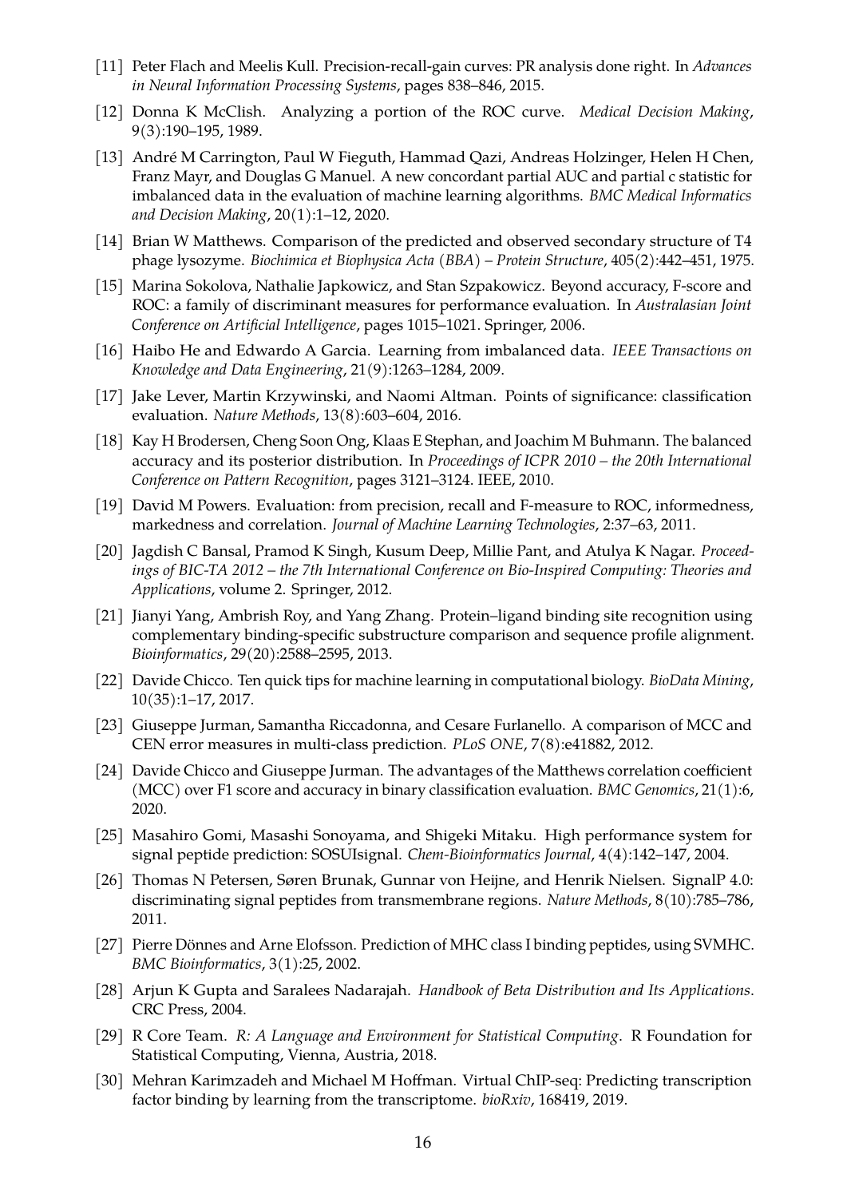[11] Peter Flach and Meelis Kull. Precision-recall-gain curves: PR analysis done right. In *Advances in Neural Information Processing Systems*, pages 838–846, 2015.

[12] Donna K McClish. Analyzing a portion of the ROC curve. *Medical Decision Making*, 9(3):190–195, 1989.

[13] André M Carrington, Paul W Fieguth, Hammad Qazi, Andreas Holzinger, Helen H Chen, Franz Mayr, and Douglas G Manuel. A new concordant partial AUC and partial c statistic for imbalanced data in the evaluation of machine learning algorithms. *BMC Medical Informatics and Decision Making*, 20(1):1–12, 2020.

[14] Brian W Matthews. Comparison of the predicted and observed secondary structure of T4 phage lysozyme. *Biochimica et Biophysica Acta (BBA) – Protein Structure*, 405(2):442–451, 1975.

[15] Marina Sokolova, Nathalie Japkowicz, and Stan Szpakowicz. Beyond accuracy, F-score and ROC: a family of discriminant measures for performance evaluation. In *Australasian Joint Conference on Artificial Intelligence*, pages 1015–1021. Springer, 2006.

[16] Haibo He and Edwardo A Garcia. Learning from imbalanced data. *IEEE Transactions on Knowledge and Data Engineering*, 21(9):1263–1284, 2009.

[17] Jake Lever, Martin Krzywinski, and Naomi Altman. Points of significance: classification evaluation. *Nature Methods*, 13(8):603–604, 2016.

[18] Kay H Brodersen, Cheng Soon Ong, Klaas E Stephan, and Joachim M Buhmann. The balanced accuracy and its posterior distribution. In *Proceedings of ICPR 2010 – the 20th International Conference on Pattern Recognition*, pages 3121–3124. IEEE, 2010.

[19] David M Powers. Evaluation: from precision, recall and F-measure to ROC, informedness, markedness and correlation. *Journal of Machine Learning Technologies*, 2:37–63, 2011.

[20] Jagdish C Bansal, Pramod K Singh, Kusum Deep, Millie Pant, and Atulya K Nagar. *Proceedings of BIC-TA 2012 – the 7th International Conference on Bio-Inspired Computing: Theories and Applications*, volume 2. Springer, 2012.

[21] Jianyi Yang, Ambrish Roy, and Yang Zhang. Protein–ligand binding site recognition using complementary binding-specific substructure comparison and sequence profile alignment. *Bioinformatics*, 29(20):2588–2595, 2013.

[22] Davide Chicco. Ten quick tips for machine learning in computational biology. *BioData Mining*, 10(35):1–17, 2017.

[23] Giuseppe Jurman, Samantha Riccadonna, and Cesare Furlanello. A comparison of MCC and CEN error measures in multi-class prediction. *PLoS ONE*, 7(8):e41882, 2012.

[24] Davide Chicco and Giuseppe Jurman. The advantages of the Matthews correlation coefficient (MCC) over F1 score and accuracy in binary classification evaluation. *BMC Genomics*, 21(1):6, 2020.

[25] Masahiro Gomi, Masashi Sonoyama, and Shigeki Mitaku. High performance system for signal peptide prediction: SOSUIsignal. *Chem-Bioinformatics Journal*, 4(4):142–147, 2004.

[26] Thomas N Petersen, Søren Brunak, Gunnar von Heijne, and Henrik Nielsen. SignalP 4.0: discriminating signal peptides from transmembrane regions. *Nature Methods*, 8(10):785–786, 2011.

[27] Pierre Dönnes and Arne Elofsson. Prediction of MHC class I binding peptides, using SVMHC. *BMC Bioinformatics*, 3(1):25, 2002.

[28] Arjun K Gupta and Saralees Nadarajah. *Handbook of Beta Distribution and Its Applications*. CRC Press, 2004.

[29] R Core Team. *R: A Language and Environment for Statistical Computing*. R Foundation for Statistical Computing, Vienna, Austria, 2018.

[30] Mehran Karimzadeh and Michael M Hoffman. Virtual ChIP-seq: Predicting transcription factor binding by learning from the transcriptome. *bioRxiv*, 168419, 2019.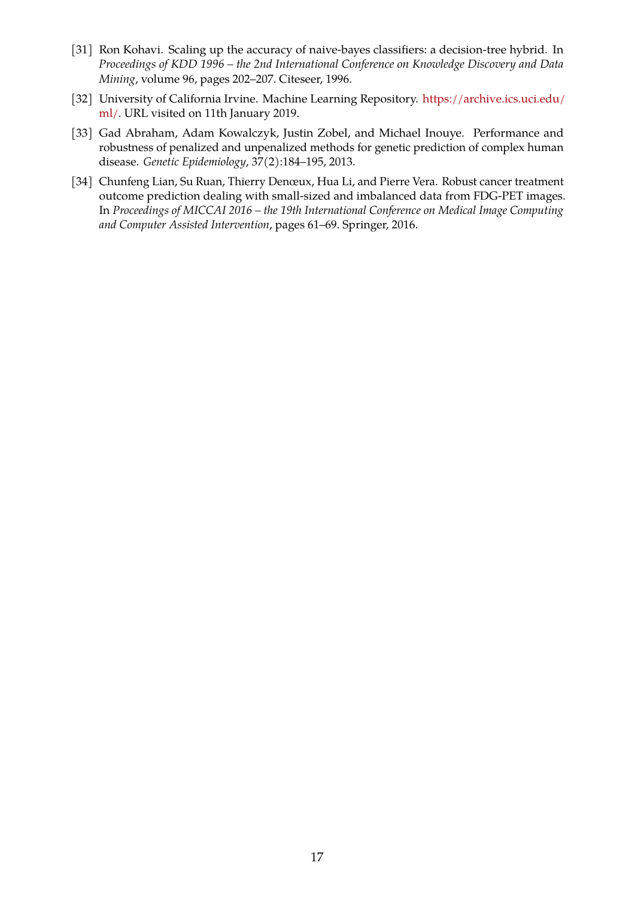[31] Ron Kohavi. Scaling up the accuracy of naive-bayes classifiers: a decision-tree hybrid. In *Proceedings of KDD 1996 – the 2nd International Conference on Knowledge Discovery and Data Mining*, volume 96, pages 202–207. Citeseer, 1996.

[32] University of California Irvine. Machine Learning Repository. https://archive.ics.uci.edu/ml/. URL visited on 11th January 2019.

[33] Gad Abraham, Adam Kowalczyk, Justin Zobel, and Michael Inouye. Performance and robustness of penalized and unpenalized methods for genetic prediction of complex human disease. *Genetic Epidemiology*, 37(2):184–195, 2013.

[34] Chunfeng Lian, Su Ruan, Thierry Denœux, Hua Li, and Pierre Vera. Robust cancer treatment outcome prediction dealing with small-sized and imbalanced data from FDG-PET images. In *Proceedings of MICCAI 2016 – the 19th International Conference on Medical Image Computing and Computer Assisted Intervention*, pages 61–69. Springer, 2016.